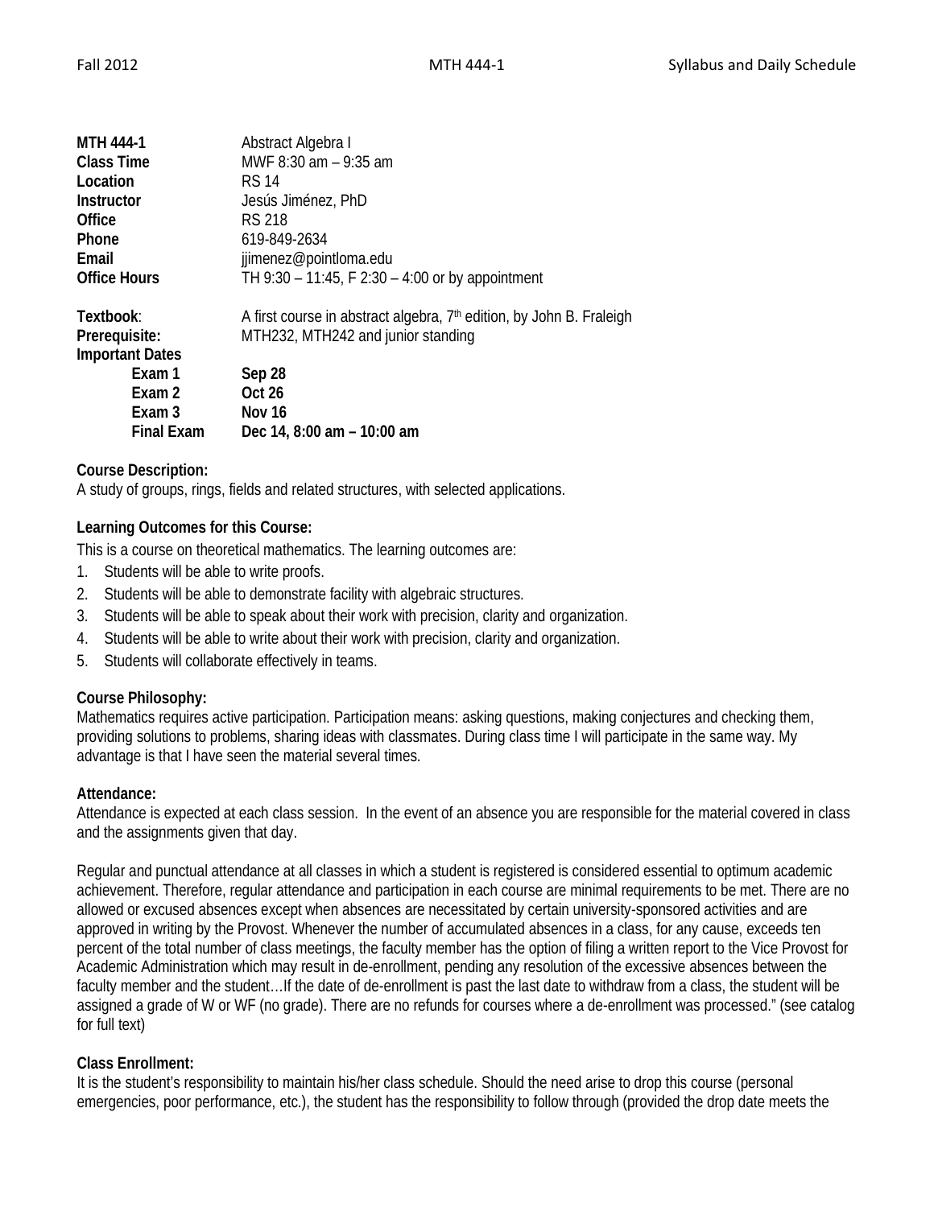| | |
|---|---|
| **MTH 444-1** | Abstract Algebra I |
| **Class Time** | MWF 8:30 am – 9:35 am |
| **Location** | RS 14 |
| **Instructor** | Jesús Jiménez, PhD |
| **Office** | RS 218 |
| **Phone** | 619-849-2634 |
| **Email** | jjimenez@pointloma.edu |
| **Office Hours** | TH 9:30 – 11:45, F 2:30 – 4:00 or by appointment |

**Textbook**: A first course in abstract algebra, 7th edition, by John B. Fraleigh

**Prerequisite:** MTH232, MTH242 and junior standing

**Important Dates**

| | |
|---|---|
| **Exam 1** | **Sep 28** |
| **Exam 2** | **Oct 26** |
| **Exam 3** | **Nov 16** |
| **Final Exam** | **Dec 14, 8:00 am – 10:00 am** |

**Course Description:**

A study of groups, rings, fields and related structures, with selected applications.

**Learning Outcomes for this Course:**

This is a course on theoretical mathematics. The learning outcomes are:

1. Students will be able to write proofs.
2. Students will be able to demonstrate facility with algebraic structures.
3. Students will be able to speak about their work with precision, clarity and organization.
4. Students will be able to write about their work with precision, clarity and organization.
5. Students will collaborate effectively in teams.

**Course Philosophy:**

Mathematics requires active participation. Participation means: asking questions, making conjectures and checking them, providing solutions to problems, sharing ideas with classmates. During class time I will participate in the same way. My advantage is that I have seen the material several times.

**Attendance:**

Attendance is expected at each class session. In the event of an absence you are responsible for the material covered in class and the assignments given that day.

Regular and punctual attendance at all classes in which a student is registered is considered essential to optimum academic achievement. Therefore, regular attendance and participation in each course are minimal requirements to be met. There are no allowed or excused absences except when absences are necessitated by certain university-sponsored activities and are approved in writing by the Provost. Whenever the number of accumulated absences in a class, for any cause, exceeds ten percent of the total number of class meetings, the faculty member has the option of filing a written report to the Vice Provost for Academic Administration which may result in de-enrollment, pending any resolution of the excessive absences between the faculty member and the student…If the date of de-enrollment is past the last date to withdraw from a class, the student will be assigned a grade of W or WF (no grade). There are no refunds for courses where a de-enrollment was processed." (see catalog for full text)

**Class Enrollment:**

It is the student's responsibility to maintain his/her class schedule. Should the need arise to drop this course (personal emergencies, poor performance, etc.), the student has the responsibility to follow through (provided the drop date meets the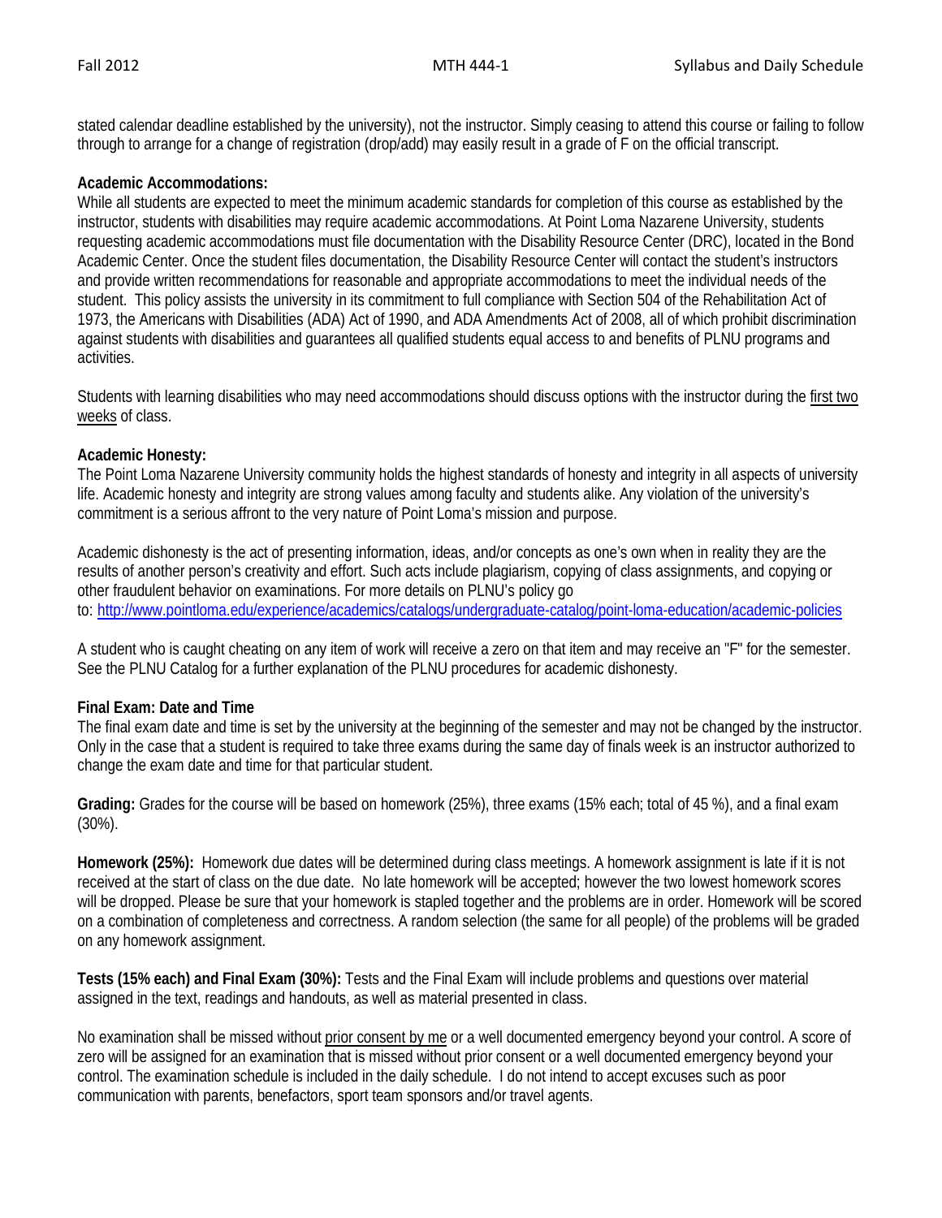stated calendar deadline established by the university), not the instructor. Simply ceasing to attend this course or failing to follow through to arrange for a change of registration (drop/add) may easily result in a grade of F on the official transcript.

**Academic Accommodations:**
While all students are expected to meet the minimum academic standards for completion of this course as established by the instructor, students with disabilities may require academic accommodations. At Point Loma Nazarene University, students requesting academic accommodations must file documentation with the Disability Resource Center (DRC), located in the Bond Academic Center. Once the student files documentation, the Disability Resource Center will contact the student's instructors and provide written recommendations for reasonable and appropriate accommodations to meet the individual needs of the student. This policy assists the university in its commitment to full compliance with Section 504 of the Rehabilitation Act of 1973, the Americans with Disabilities (ADA) Act of 1990, and ADA Amendments Act of 2008, all of which prohibit discrimination against students with disabilities and guarantees all qualified students equal access to and benefits of PLNU programs and activities.

Students with learning disabilities who may need accommodations should discuss options with the instructor during the first two weeks of class.

**Academic Honesty:**
The Point Loma Nazarene University community holds the highest standards of honesty and integrity in all aspects of university life. Academic honesty and integrity are strong values among faculty and students alike. Any violation of the university's commitment is a serious affront to the very nature of Point Loma's mission and purpose.

Academic dishonesty is the act of presenting information, ideas, and/or concepts as one's own when in reality they are the results of another person's creativity and effort. Such acts include plagiarism, copying of class assignments, and copying or other fraudulent behavior on examinations. For more details on PLNU's policy go to: http://www.pointloma.edu/experience/academics/catalogs/undergraduate-catalog/point-loma-education/academic-policies

A student who is caught cheating on any item of work will receive a zero on that item and may receive an "F" for the semester. See the PLNU Catalog for a further explanation of the PLNU procedures for academic dishonesty.

**Final Exam: Date and Time**
The final exam date and time is set by the university at the beginning of the semester and may not be changed by the instructor. Only in the case that a student is required to take three exams during the same day of finals week is an instructor authorized to change the exam date and time for that particular student.

**Grading:** Grades for the course will be based on homework (25%), three exams (15% each; total of 45 %), and a final exam (30%).

**Homework (25%):** Homework due dates will be determined during class meetings. A homework assignment is late if it is not received at the start of class on the due date. No late homework will be accepted; however the two lowest homework scores will be dropped. Please be sure that your homework is stapled together and the problems are in order. Homework will be scored on a combination of completeness and correctness. A random selection (the same for all people) of the problems will be graded on any homework assignment.

**Tests (15% each) and Final Exam (30%):** Tests and the Final Exam will include problems and questions over material assigned in the text, readings and handouts, as well as material presented in class.

No examination shall be missed without prior consent by me or a well documented emergency beyond your control. A score of zero will be assigned for an examination that is missed without prior consent or a well documented emergency beyond your control. The examination schedule is included in the daily schedule. I do not intend to accept excuses such as poor communication with parents, benefactors, sport team sponsors and/or travel agents.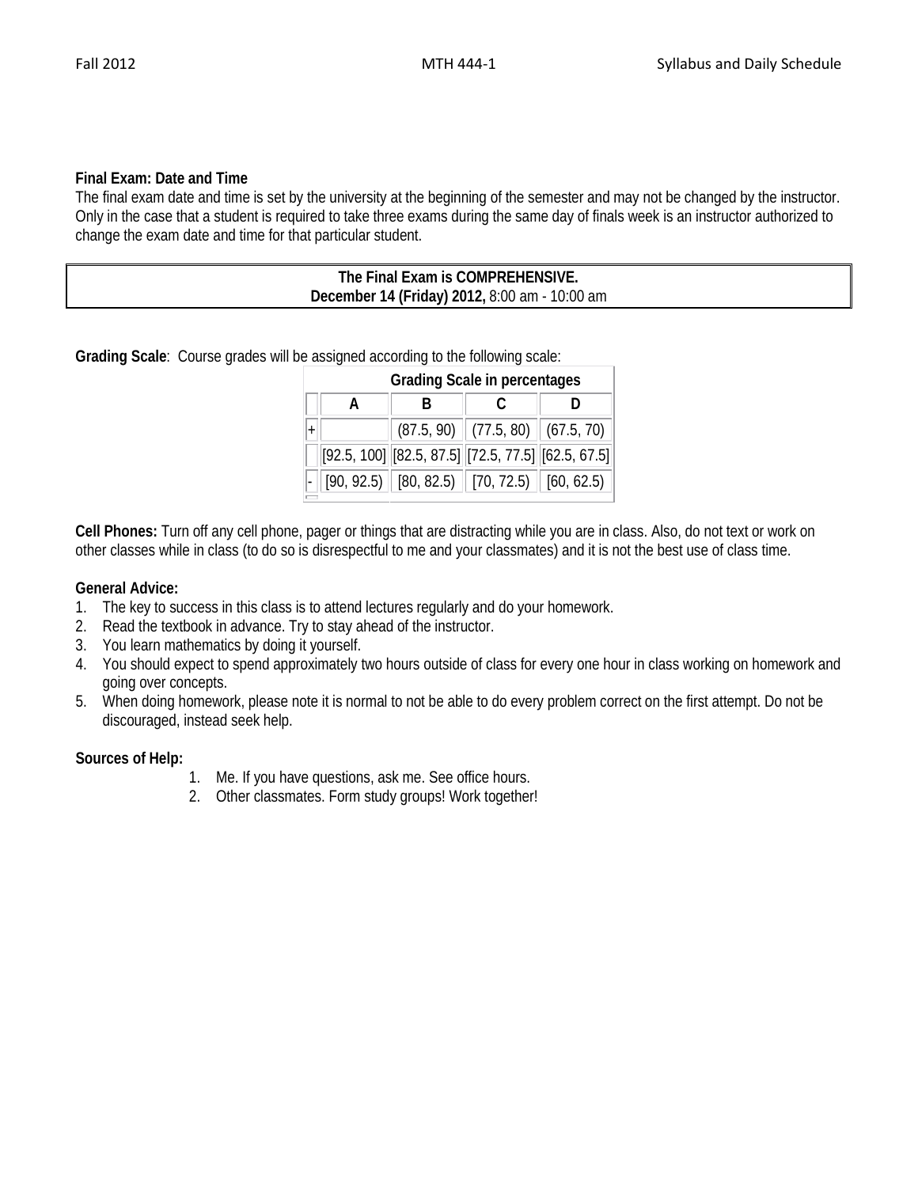**Final Exam: Date and Time**
The final exam date and time is set by the university at the beginning of the semester and may not be changed by the instructor. Only in the case that a student is required to take three exams during the same day of finals week is an instructor authorized to change the exam date and time for that particular student.

**The Final Exam is COMPREHENSIVE.**
**December 14 (Friday) 2012,** 8:00 am - 10:00 am

**Grading Scale**: Course grades will be assigned according to the following scale:

| | Grading Scale in percentages | | | |
|---|---|---|---|---|
| | A | B | C | D |
| + | | (87.5, 90) | (77.5, 80) | (67.5, 70) |
| | [92.5, 100] | [82.5, 87.5] | [72.5, 77.5] | [62.5, 67.5] |
| - | [90, 92.5) | [80, 82.5) | [70, 72.5) | [60, 62.5) |

**Cell Phones:** Turn off any cell phone, pager or things that are distracting while you are in class. Also, do not text or work on other classes while in class (to do so is disrespectful to me and your classmates) and it is not the best use of class time.

**General Advice:**

1. The key to success in this class is to attend lectures regularly and do your homework.
2. Read the textbook in advance. Try to stay ahead of the instructor.
3. You learn mathematics by doing it yourself.
4. You should expect to spend approximately two hours outside of class for every one hour in class working on homework and going over concepts.
5. When doing homework, please note it is normal to not be able to do every problem correct on the first attempt. Do not be discouraged, instead seek help.

**Sources of Help:**

1. Me. If you have questions, ask me. See office hours.
2. Other classmates. Form study groups! Work together!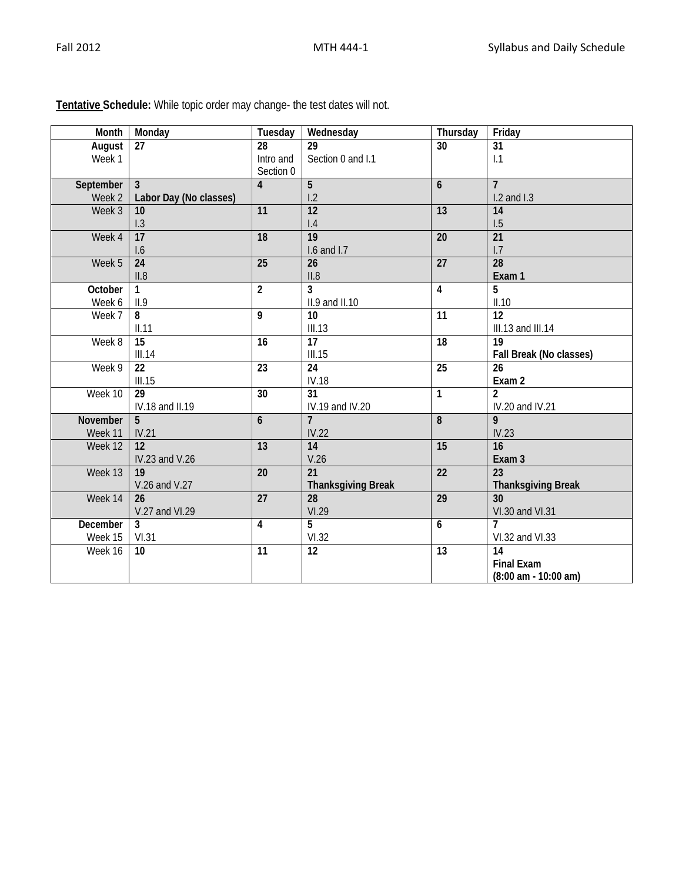**Tentative Schedule:** While topic order may change- the test dates will not.

| Month | Monday | Tuesday | Wednesday | Thursday | Friday |
|---|---|---|---|---|---|
| **August** Week 1 | **27** | **28** Intro and Section 0 | **29** Section 0 and I.1 | **30** | **31** I.1 |
| **September** Week 2 | **3** **Labor Day (No classes)** | **4** | **5** I.2 | **6** | **7** I.2 and I.3 |
| Week 3 | **10** I.3 | **11** | **12** I.4 | **13** | **14** I.5 |
| Week 4 | **17** I.6 | **18** | **19** I.6 and I.7 | **20** | **21** I.7 |
| Week 5 | **24** II.8 | **25** | **26** II.8 | **27** | **28** **Exam 1** |
| **October** Week 6 | **1** II.9 | **2** | **3** II.9 and II.10 | **4** | **5** II.10 |
| Week 7 | **8** II.11 | **9** | **10** III.13 | **11** | **12** III.13 and III.14 |
| Week 8 | **15** III.14 | **16** | **17** III.15 | **18** | **19** **Fall Break (No classes)** |
| Week 9 | **22** III.15 | **23** | **24** IV.18 | **25** | **26** **Exam 2** |
| Week 10 | **29** IV.18 and II.19 | **30** | **31** IV.19 and IV.20 | **1** | **2** IV.20 and IV.21 |
| **November** Week 11 | **5** IV.21 | **6** | **7** IV.22 | **8** | **9** IV.23 |
| Week 12 | **12** IV.23 and V.26 | **13** | **14** V.26 | **15** | **16** **Exam 3** |
| Week 13 | **19** V.26 and V.27 | **20** | **21** **Thanksgiving Break** | **22** | **23** **Thanksgiving Break** |
| Week 14 | **26** V.27 and VI.29 | **27** | **28** VI.29 | **29** | **30** VI.30 and VI.31 |
| **December** Week 15 | **3** VI.31 | **4** | **5** VI.32 | **6** | **7** VI.32 and VI.33 |
| Week 16 | **10** | **11** | **12** | **13** | **14** **Final Exam (8:00 am - 10:00 am)** |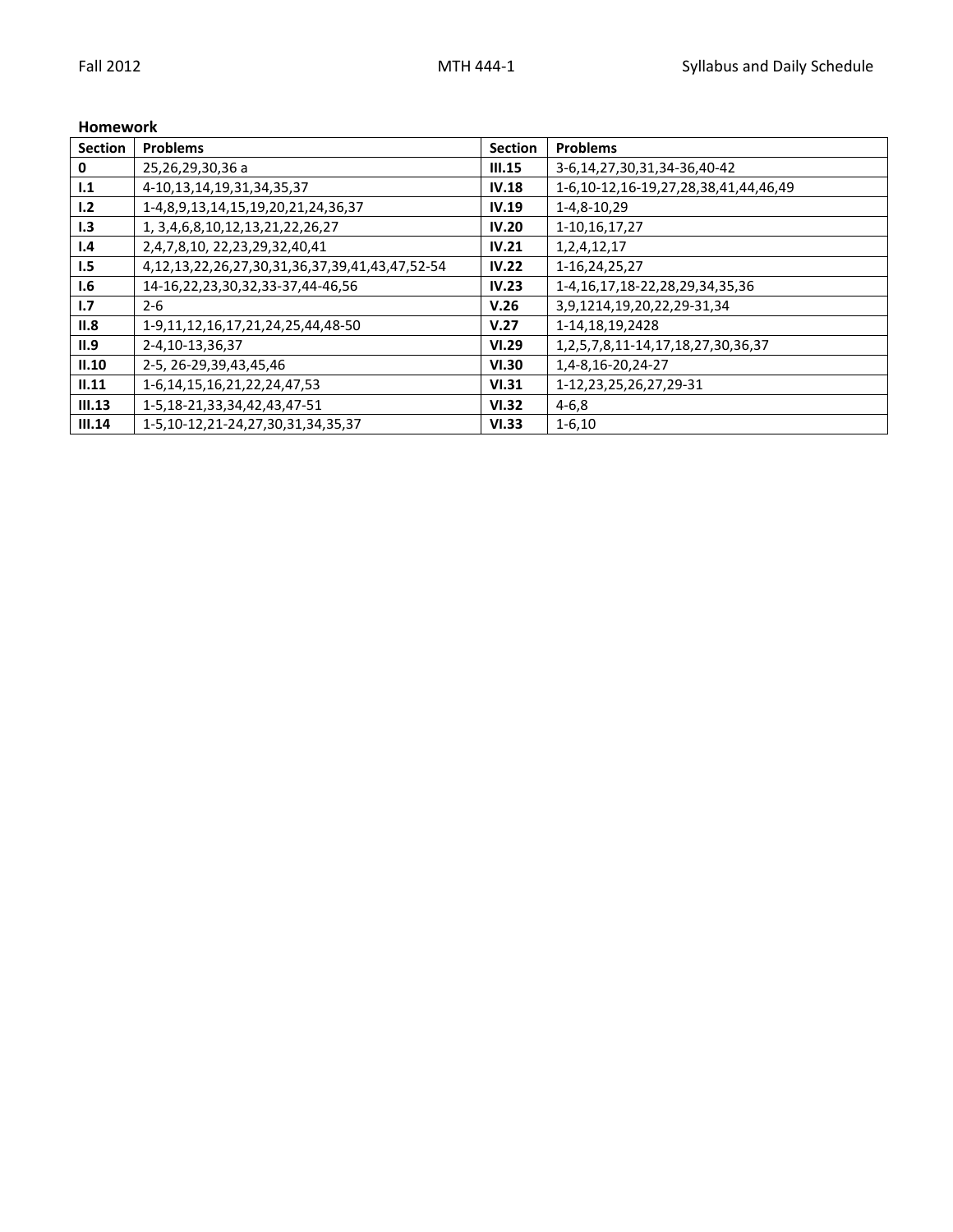**Homework**

| Section | Problems | Section | Problems |
|---|---|---|---|
| **0** | 25,26,29,30,36 a | **III.15** | 3-6,14,27,30,31,34-36,40-42 |
| **I.1** | 4-10,13,14,19,31,34,35,37 | **IV.18** | 1-6,10-12,16-19,27,28,38,41,44,46,49 |
| **I.2** | 1-4,8,9,13,14,15,19,20,21,24,36,37 | **IV.19** | 1-4,8-10,29 |
| **I.3** | 1, 3,4,6,8,10,12,13,21,22,26,27 | **IV.20** | 1-10,16,17,27 |
| **I.4** | 2,4,7,8,10, 22,23,29,32,40,41 | **IV.21** | 1,2,4,12,17 |
| **I.5** | 4,12,13,22,26,27,30,31,36,37,39,41,43,47,52-54 | **IV.22** | 1-16,24,25,27 |
| **I.6** | 14-16,22,23,30,32,33-37,44-46,56 | **IV.23** | 1-4,16,17,18-22,28,29,34,35,36 |
| **I.7** | 2-6 | **V.26** | 3,9,1214,19,20,22,29-31,34 |
| **II.8** | 1-9,11,12,16,17,21,24,25,44,48-50 | **V.27** | 1-14,18,19,2428 |
| **II.9** | 2-4,10-13,36,37 | **VI.29** | 1,2,5,7,8,11-14,17,18,27,30,36,37 |
| **II.10** | 2-5, 26-29,39,43,45,46 | **VI.30** | 1,4-8,16-20,24-27 |
| **II.11** | 1-6,14,15,16,21,22,24,47,53 | **VI.31** | 1-12,23,25,26,27,29-31 |
| **III.13** | 1-5,18-21,33,34,42,43,47-51 | **VI.32** | 4-6,8 |
| **III.14** | 1-5,10-12,21-24,27,30,31,34,35,37 | **VI.33** | 1-6,10 |